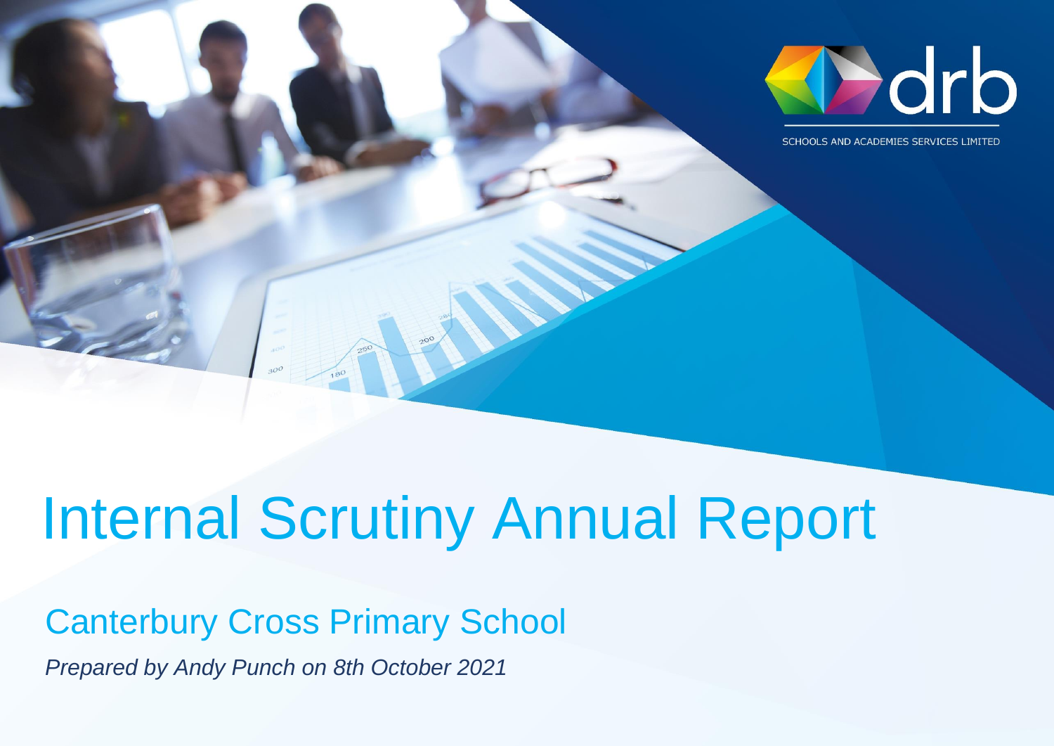drb

SCHOOLS AND ACADEMIES SERVICES LIMITED

# Internal Scrutiny Annual Report

## Canterbury Cross Primary School

*Prepared by Andy Punch on 8th October 2021*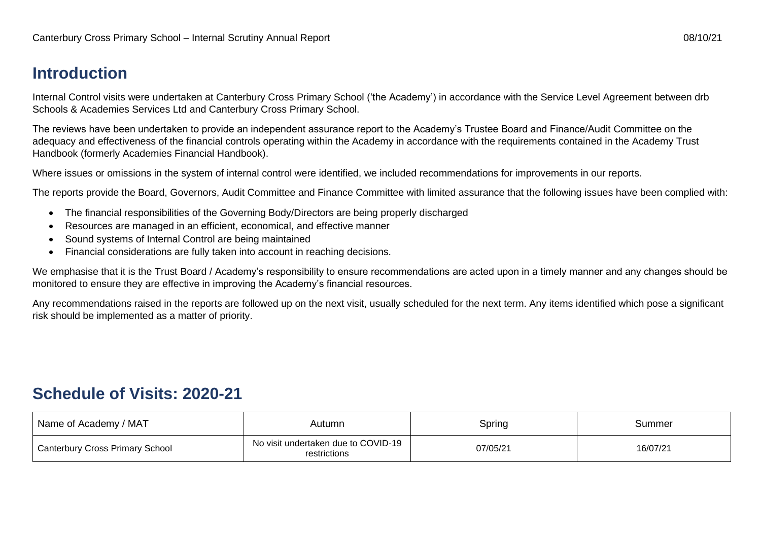# Introduction

Internal Control visits were undertaken at Canterbury Cross Primary School ('the Academy') in accordance with the Service Level Agreement between drb Schools & Academies Services Ltd and Canterbury Cross Primary School.

The reviews have been undertaken to provide an independent assurance report to the Academy's Trustee Board and Finance/Audit Committee on the adequacy and effectiveness of the financial controls operating within the Academy in accordance with the requirements contained in the Academy Trust Handbook (formerly Academies Financial Handbook).

Where issues or omissions in the system of internal control were identified, we included recommendations for improvements in our reports.

The reports provide the Board, Governors, Audit Committee and Finance Committee with limited assurance that the following issues have been complied with:

- The financial responsibilities of the Governing Body/Directors are being properly discharged
- Resources are managed in an efficient, economical, and effective manner
- Sound systems of Internal Control are being maintained
- Financial considerations are fully taken into account in reaching decisions.

We emphasise that it is the Trust Board / Academy's responsibility to ensure recommendations are acted upon in a timely manner and any changes should be monitored to ensure they are effective in improving the Academy's financial resources.

Any recommendations raised in the reports are followed up on the next visit, usually scheduled for the next term. Any items identified which pose a significant risk should be implemented as a matter of priority.

# Schedule of Visits: 2020-21

| Name of Academy / MAT | Autumn | Spring | Summer |
|---|---|---|---|
| Canterbury Cross Primary School | No visit undertaken due to COVID-19 restrictions | 07/05/21 | 16/07/21 |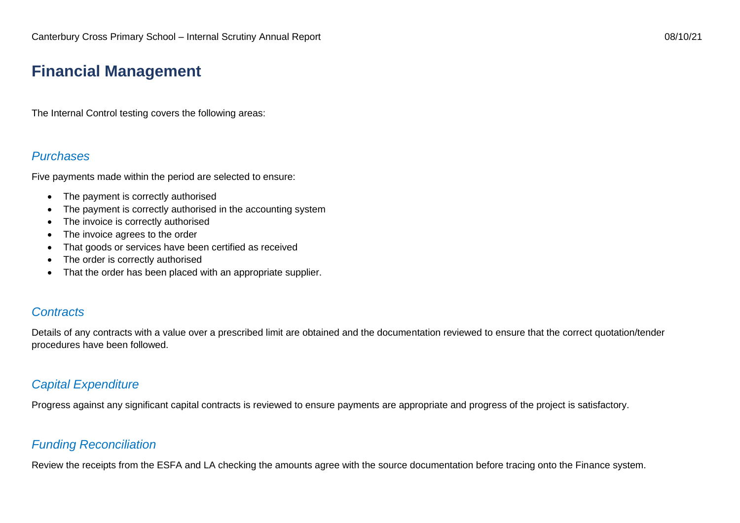# Financial Management

The Internal Control testing covers the following areas:

## *Purchases*

Five payments made within the period are selected to ensure:

- The payment is correctly authorised
- The payment is correctly authorised in the accounting system
- The invoice is correctly authorised
- The invoice agrees to the order
- That goods or services have been certified as received
- The order is correctly authorised
- That the order has been placed with an appropriate supplier.

## *Contracts*

Details of any contracts with a value over a prescribed limit are obtained and the documentation reviewed to ensure that the correct quotation/tender procedures have been followed.

## *Capital Expenditure*

Progress against any significant capital contracts is reviewed to ensure payments are appropriate and progress of the project is satisfactory.

## *Funding Reconciliation*

Review the receipts from the ESFA and LA checking the amounts agree with the source documentation before tracing onto the Finance system.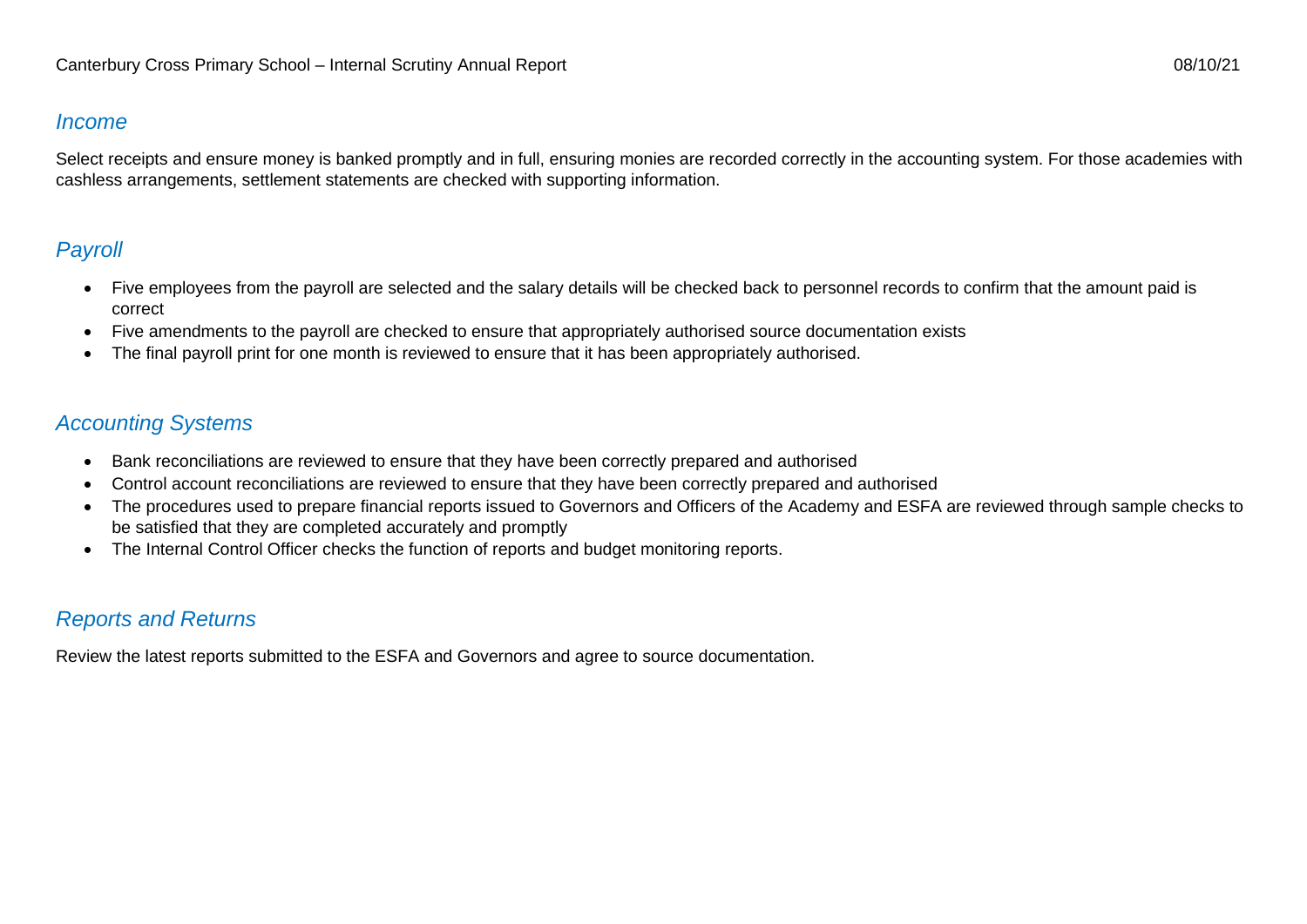## *Income*

Select receipts and ensure money is banked promptly and in full, ensuring monies are recorded correctly in the accounting system. For those academies with cashless arrangements, settlement statements are checked with supporting information.

## *Payroll*

- Five employees from the payroll are selected and the salary details will be checked back to personnel records to confirm that the amount paid is correct
- Five amendments to the payroll are checked to ensure that appropriately authorised source documentation exists
- The final payroll print for one month is reviewed to ensure that it has been appropriately authorised.

## *Accounting Systems*

- Bank reconciliations are reviewed to ensure that they have been correctly prepared and authorised
- Control account reconciliations are reviewed to ensure that they have been correctly prepared and authorised
- The procedures used to prepare financial reports issued to Governors and Officers of the Academy and ESFA are reviewed through sample checks to be satisfied that they are completed accurately and promptly
- The Internal Control Officer checks the function of reports and budget monitoring reports.

## *Reports and Returns*

Review the latest reports submitted to the ESFA and Governors and agree to source documentation.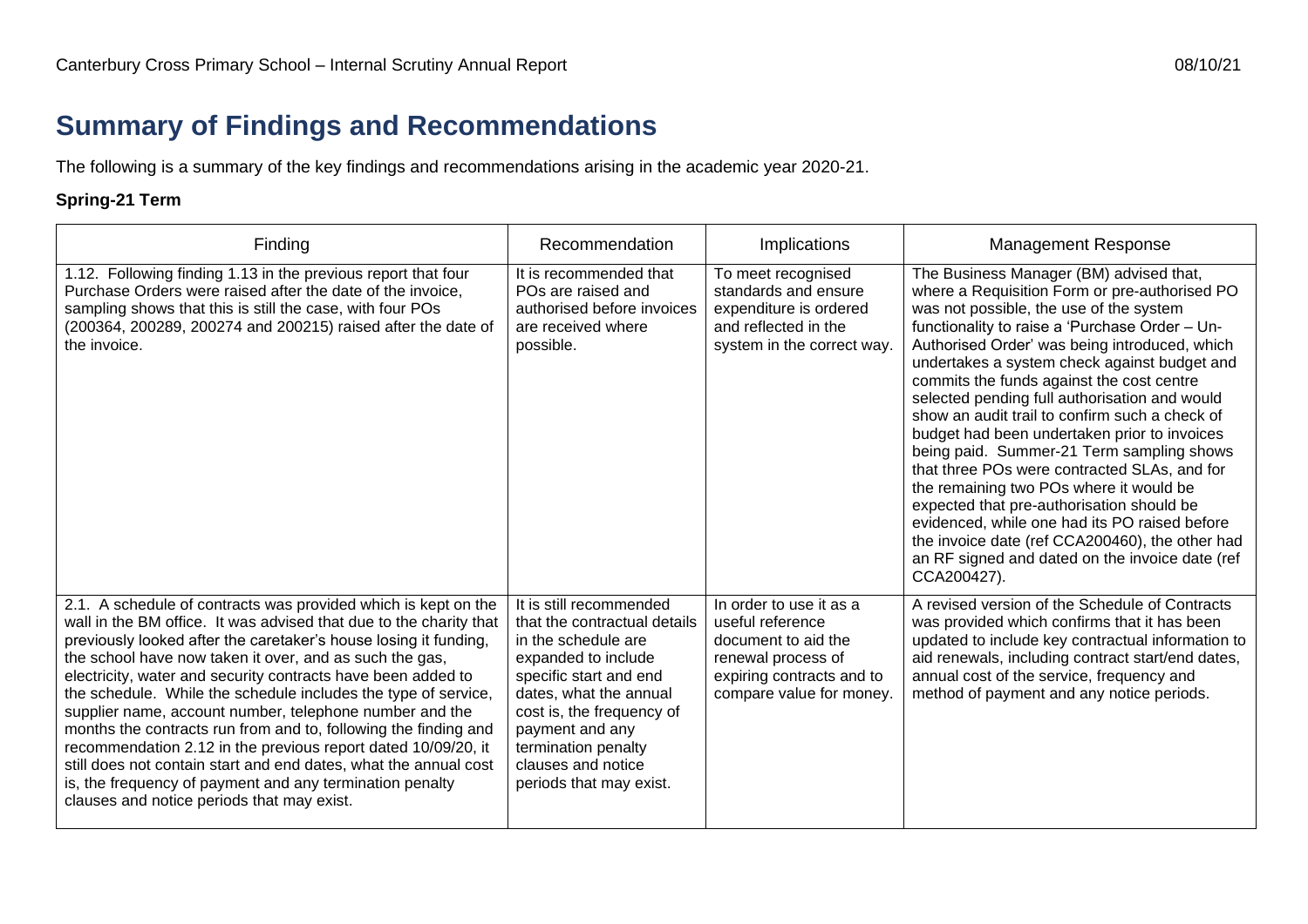# Summary of Findings and Recommendations

The following is a summary of the key findings and recommendations arising in the academic year 2020-21.

### Spring-21 Term

| Finding | Recommendation | Implications | Management Response |
|---|---|---|---|
| 1.12. Following finding 1.13 in the previous report that four Purchase Orders were raised after the date of the invoice, sampling shows that this is still the case, with four POs (200364, 200289, 200274 and 200215) raised after the date of the invoice. | It is recommended that POs are raised and authorised before invoices are received where possible. | To meet recognised standards and ensure expenditure is ordered and reflected in the system in the correct way. | The Business Manager (BM) advised that, where a Requisition Form or pre-authorised PO was not possible, the use of the system functionality to raise a 'Purchase Order – Un-Authorised Order' was being introduced, which undertakes a system check against budget and commits the funds against the cost centre selected pending full authorisation and would show an audit trail to confirm such a check of budget had been undertaken prior to invoices being paid. Summer-21 Term sampling shows that three POs were contracted SLAs, and for the remaining two POs where it would be expected that pre-authorisation should be evidenced, while one had its PO raised before the invoice date (ref CCA200460), the other had an RF signed and dated on the invoice date (ref CCA200427). |
| 2.1. A schedule of contracts was provided which is kept on the wall in the BM office. It was advised that due to the charity that previously looked after the caretaker's house losing it funding, the school have now taken it over, and as such the gas, electricity, water and security contracts have been added to the schedule. While the schedule includes the type of service, supplier name, account number, telephone number and the months the contracts run from and to, following the finding and recommendation 2.12 in the previous report dated 10/09/20, it still does not contain start and end dates, what the annual cost is, the frequency of payment and any termination penalty clauses and notice periods that may exist. | It is still recommended that the contractual details in the schedule are expanded to include specific start and end dates, what the annual cost is, the frequency of payment and any termination penalty clauses and notice periods that may exist. | In order to use it as a useful reference document to aid the renewal process of expiring contracts and to compare value for money. | A revised version of the Schedule of Contracts was provided which confirms that it has been updated to include key contractual information to aid renewals, including contract start/end dates, annual cost of the service, frequency and method of payment and any notice periods. |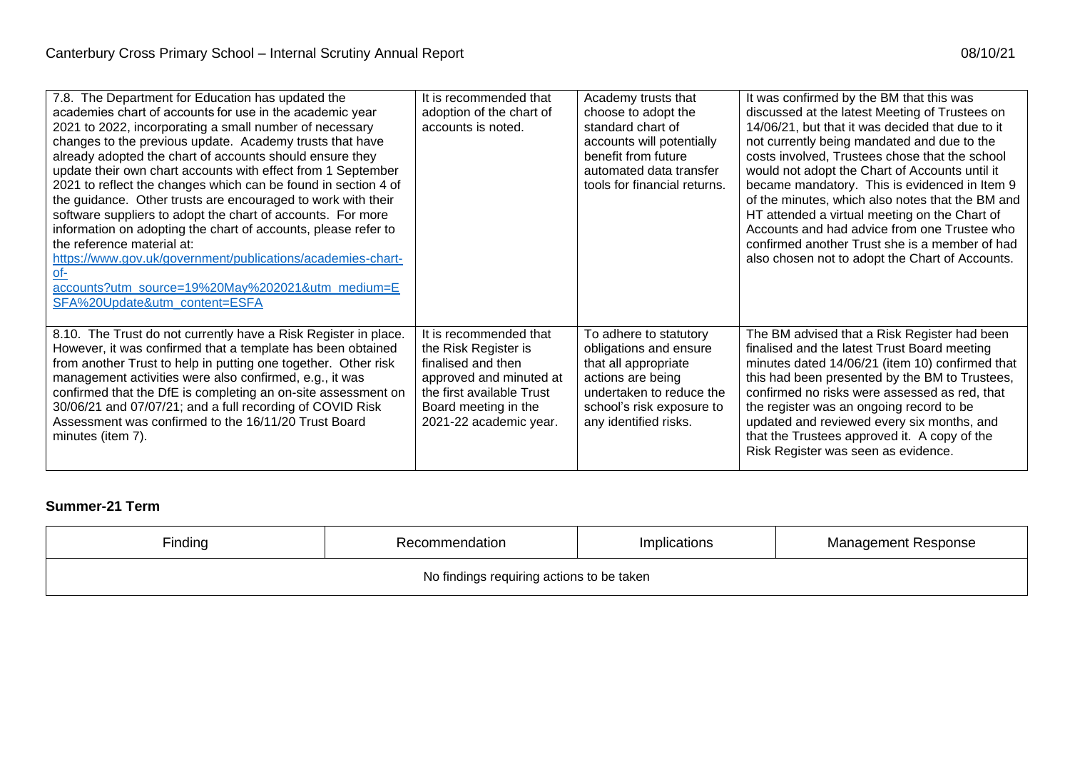| | | | |
|---|---|---|---|
| 7.8. The Department for Education has updated the academies chart of accounts for use in the academic year 2021 to 2022, incorporating a small number of necessary changes to the previous update. Academy trusts that have already adopted the chart of accounts should ensure they update their own chart accounts with effect from 1 September 2021 to reflect the changes which can be found in section 4 of the guidance. Other trusts are encouraged to work with their software suppliers to adopt the chart of accounts. For more information on adopting the chart of accounts, please refer to the reference material at: https://www.gov.uk/government/publications/academies-chart-of-accounts?utm_source=19%20May%202021&utm_medium=ESFA%20Update&utm_content=ESFA | It is recommended that adoption of the chart of accounts is noted. | Academy trusts that choose to adopt the standard chart of accounts will potentially benefit from future automated data transfer tools for financial returns. | It was confirmed by the BM that this was discussed at the latest Meeting of Trustees on 14/06/21, but that it was decided that due to it not currently being mandated and due to the costs involved, Trustees chose that the school would not adopt the Chart of Accounts until it became mandatory. This is evidenced in Item 9 of the minutes, which also notes that the BM and HT attended a virtual meeting on the Chart of Accounts and had advice from one Trustee who confirmed another Trust she is a member of had also chosen not to adopt the Chart of Accounts. |
| 8.10. The Trust do not currently have a Risk Register in place. However, it was confirmed that a template has been obtained from another Trust to help in putting one together. Other risk management activities were also confirmed, e.g., it was confirmed that the DfE is completing an on-site assessment on 30/06/21 and 07/07/21; and a full recording of COVID Risk Assessment was confirmed to the 16/11/20 Trust Board minutes (item 7). | It is recommended that the Risk Register is finalised and then approved and minuted at the first available Trust Board meeting in the 2021-22 academic year. | To adhere to statutory obligations and ensure that all appropriate actions are being undertaken to reduce the school's risk exposure to any identified risks. | The BM advised that a Risk Register had been finalised and the latest Trust Board meeting minutes dated 14/06/21 (item 10) confirmed that this had been presented by the BM to Trustees, confirmed no risks were assessed as red, that the register was an ongoing record to be updated and reviewed every six months, and that the Trustees approved it. A copy of the Risk Register was seen as evidence. |

**Summer-21 Term**

| Finding | Recommendation | Implications | Management Response |
|---|---|---|---|
| No findings requiring actions to be taken | | | |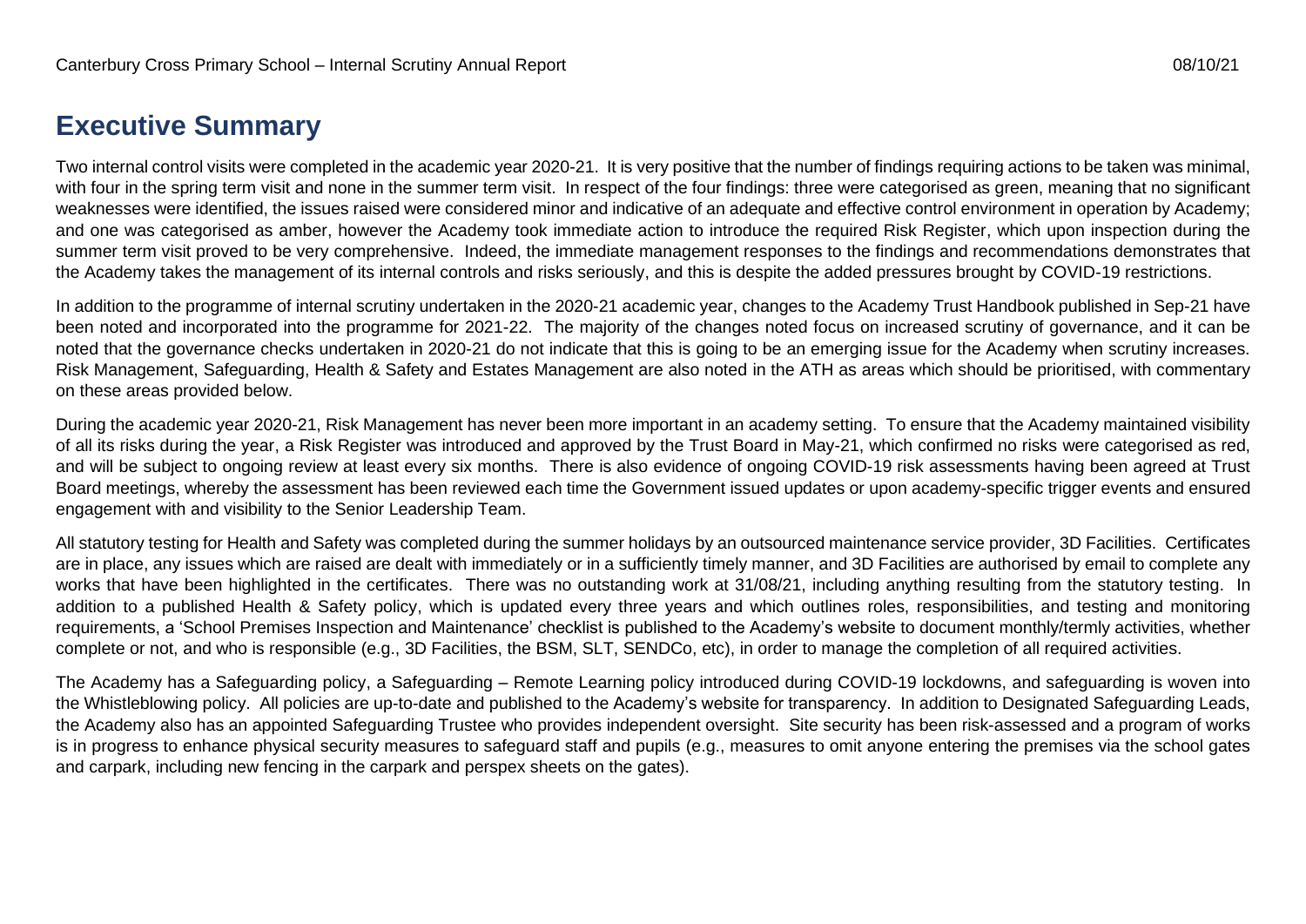# Executive Summary

Two internal control visits were completed in the academic year 2020-21. It is very positive that the number of findings requiring actions to be taken was minimal, with four in the spring term visit and none in the summer term visit. In respect of the four findings: three were categorised as green, meaning that no significant weaknesses were identified, the issues raised were considered minor and indicative of an adequate and effective control environment in operation by Academy; and one was categorised as amber, however the Academy took immediate action to introduce the required Risk Register, which upon inspection during the summer term visit proved to be very comprehensive. Indeed, the immediate management responses to the findings and recommendations demonstrates that the Academy takes the management of its internal controls and risks seriously, and this is despite the added pressures brought by COVID-19 restrictions.

In addition to the programme of internal scrutiny undertaken in the 2020-21 academic year, changes to the Academy Trust Handbook published in Sep-21 have been noted and incorporated into the programme for 2021-22. The majority of the changes noted focus on increased scrutiny of governance, and it can be noted that the governance checks undertaken in 2020-21 do not indicate that this is going to be an emerging issue for the Academy when scrutiny increases. Risk Management, Safeguarding, Health & Safety and Estates Management are also noted in the ATH as areas which should be prioritised, with commentary on these areas provided below.

During the academic year 2020-21, Risk Management has never been more important in an academy setting. To ensure that the Academy maintained visibility of all its risks during the year, a Risk Register was introduced and approved by the Trust Board in May-21, which confirmed no risks were categorised as red, and will be subject to ongoing review at least every six months. There is also evidence of ongoing COVID-19 risk assessments having been agreed at Trust Board meetings, whereby the assessment has been reviewed each time the Government issued updates or upon academy-specific trigger events and ensured engagement with and visibility to the Senior Leadership Team.

All statutory testing for Health and Safety was completed during the summer holidays by an outsourced maintenance service provider, 3D Facilities. Certificates are in place, any issues which are raised are dealt with immediately or in a sufficiently timely manner, and 3D Facilities are authorised by email to complete any works that have been highlighted in the certificates. There was no outstanding work at 31/08/21, including anything resulting from the statutory testing. In addition to a published Health & Safety policy, which is updated every three years and which outlines roles, responsibilities, and testing and monitoring requirements, a 'School Premises Inspection and Maintenance' checklist is published to the Academy's website to document monthly/termly activities, whether complete or not, and who is responsible (e.g., 3D Facilities, the BSM, SLT, SENDCo, etc), in order to manage the completion of all required activities.

The Academy has a Safeguarding policy, a Safeguarding – Remote Learning policy introduced during COVID-19 lockdowns, and safeguarding is woven into the Whistleblowing policy. All policies are up-to-date and published to the Academy's website for transparency. In addition to Designated Safeguarding Leads, the Academy also has an appointed Safeguarding Trustee who provides independent oversight. Site security has been risk-assessed and a program of works is in progress to enhance physical security measures to safeguard staff and pupils (e.g., measures to omit anyone entering the premises via the school gates and carpark, including new fencing in the carpark and perspex sheets on the gates).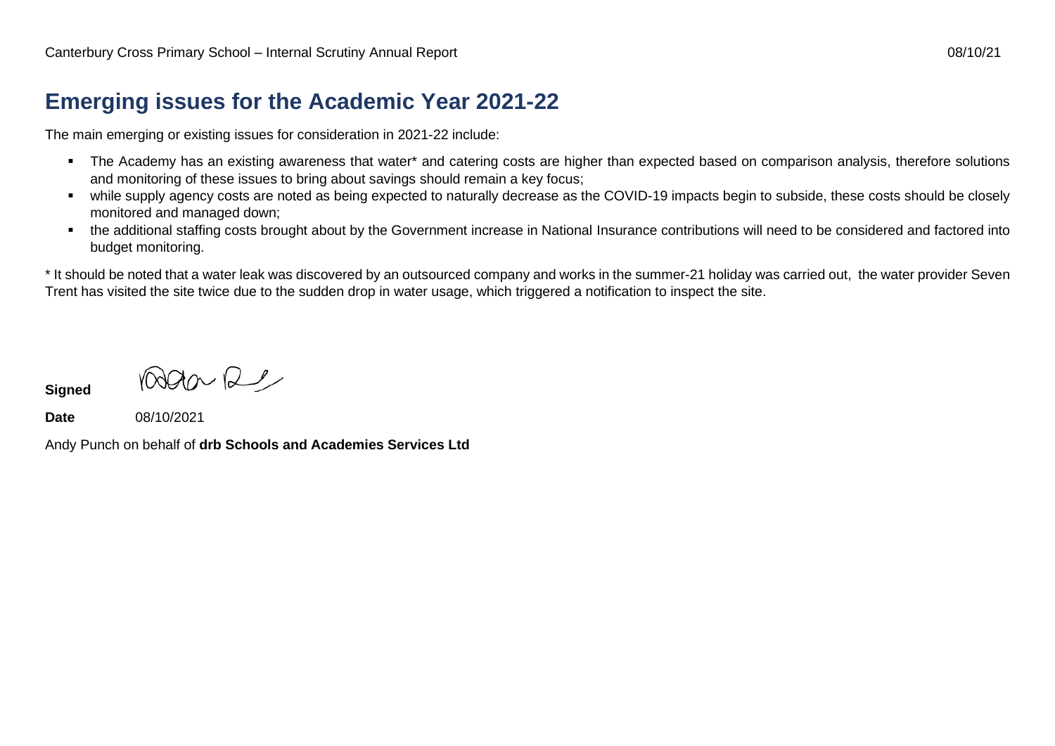## Emerging issues for the Academic Year 2021-22

The main emerging or existing issues for consideration in 2021-22 include:

- The Academy has an existing awareness that water* and catering costs are higher than expected based on comparison analysis, therefore solutions and monitoring of these issues to bring about savings should remain a key focus;
- while supply agency costs are noted as being expected to naturally decrease as the COVID-19 impacts begin to subside, these costs should be closely monitored and managed down;
- the additional staffing costs brought about by the Government increase in National Insurance contributions will need to be considered and factored into budget monitoring.

* It should be noted that a water leak was discovered by an outsourced company and works in the summer-21 holiday was carried out, the water provider Seven Trent has visited the site twice due to the sudden drop in water usage, which triggered a notification to inspect the site.

**Signed**

**Date** 08/10/2021

Andy Punch on behalf of **drb Schools and Academies Services Ltd**